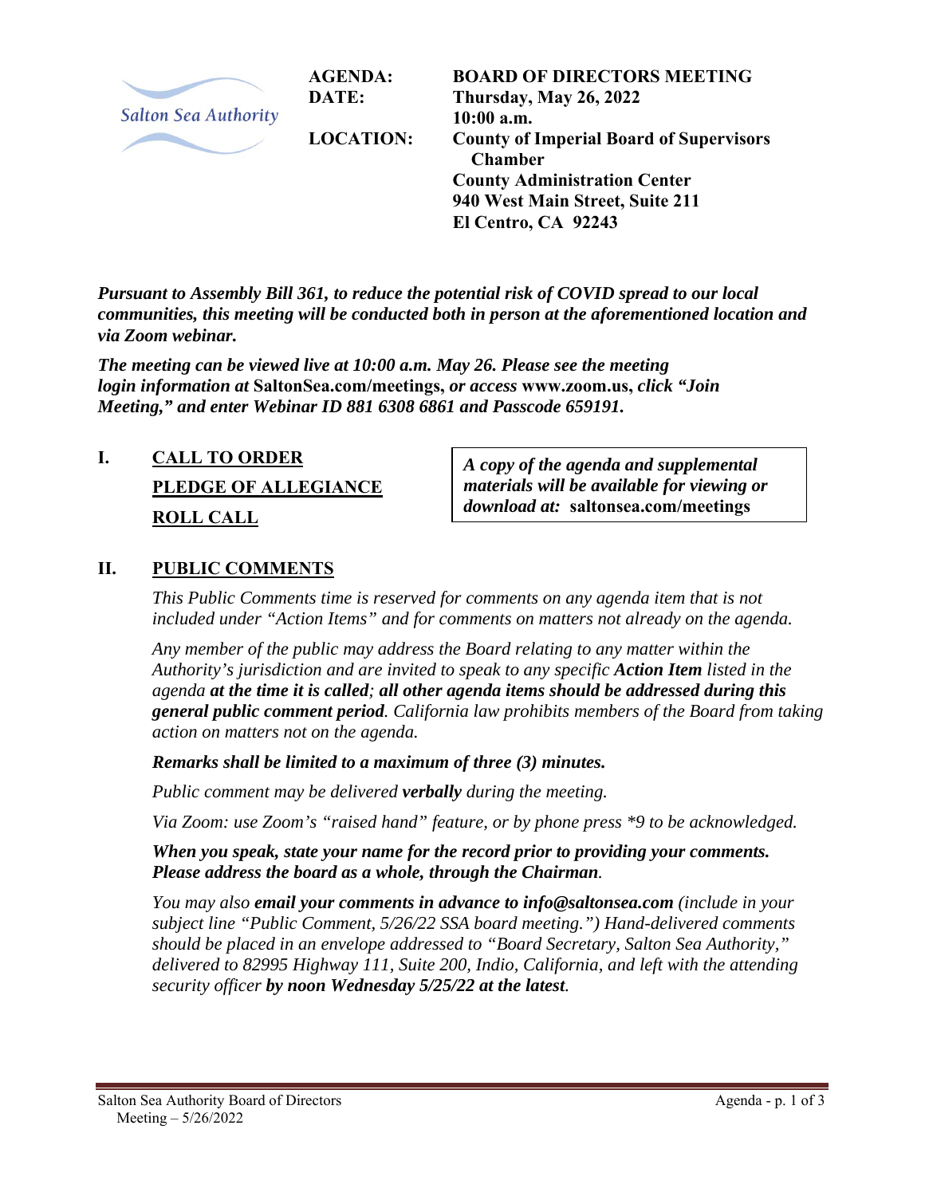Salton Sea Authority

**AGENDA:** **BOARD OF DIRECTORS MEETING**
**DATE:** **Thursday, May 26, 2022**
**10:00 a.m.**
**LOCATION:** **County of Imperial Board of Supervisors Chamber**
**County Administration Center**
**940 West Main Street, Suite 211**
**El Centro, CA 92243**

***Pursuant to Assembly Bill 361, to reduce the potential risk of COVID spread to our local communities, this meeting will be conducted both in person at the aforementioned location and via Zoom webinar.***

***The meeting can be viewed live at 10:00 a.m. May 26. Please see the meeting login information at* SaltonSea.com/meetings, *or access* www.zoom.us, *click "Join Meeting," and enter Webinar ID 881 6308 6861 and Passcode 659191.***

## I. CALL TO ORDER

**PLEDGE OF ALLEGIANCE**

**ROLL CALL**

> ***A copy of the agenda and supplemental materials will be available for viewing or download at:* saltonsea.com/meetings**

## II. PUBLIC COMMENTS

*This Public Comments time is reserved for comments on any agenda item that is not included under "Action Items" and for comments on matters not already on the agenda.*

*Any member of the public may address the Board relating to any matter within the Authority's jurisdiction and are invited to speak to any specific* ***Action Item*** *listed in the agenda* ***at the time it is called****;* ***all other agenda items should be addressed during this general public comment period****. California law prohibits members of the Board from taking action on matters not on the agenda.*

***Remarks shall be limited to a maximum of three (3) minutes.***

*Public comment may be delivered* ***verbally*** *during the meeting.*

*Via Zoom: use Zoom's "raised hand" feature, or by phone press \*9 to be acknowledged.*

***When you speak, state your name for the record prior to providing your comments. Please address the board as a whole, through the Chairman.***

*You may also* ***email your comments in advance to info@saltonsea.com*** *(include in your subject line "Public Comment, 5/26/22 SSA board meeting.") Hand-delivered comments should be placed in an envelope addressed to "Board Secretary, Salton Sea Authority," delivered to 82995 Highway 111, Suite 200, Indio, California, and left with the attending security officer* ***by noon Wednesday 5/25/22 at the latest****.*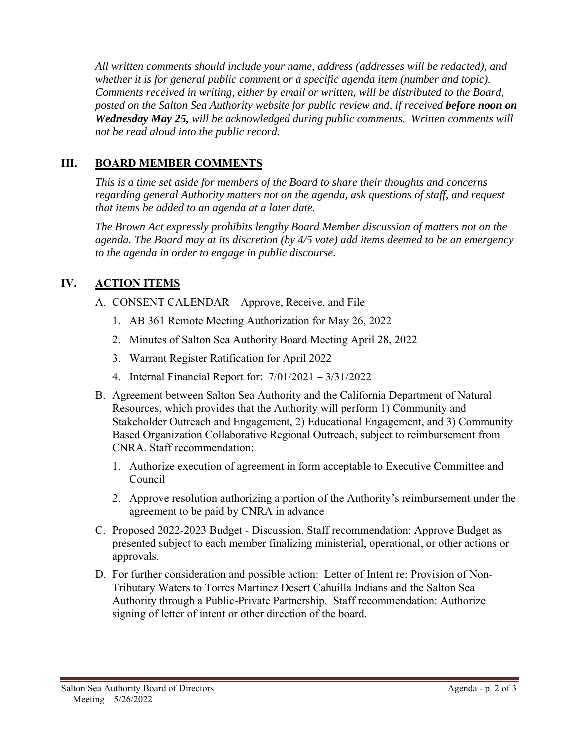*All written comments should include your name, address (addresses will be redacted), and whether it is for general public comment or a specific agenda item (number and topic). Comments received in writing, either by email or written, will be distributed to the Board, posted on the Salton Sea Authority website for public review and, if received **before noon on Wednesday May 25,** will be acknowledged during public comments. Written comments will not be read aloud into the public record.*

## III. BOARD MEMBER COMMENTS

*This is a time set aside for members of the Board to share their thoughts and concerns regarding general Authority matters not on the agenda, ask questions of staff, and request that items be added to an agenda at a later date.*

*The Brown Act expressly prohibits lengthy Board Member discussion of matters not on the agenda. The Board may at its discretion (by 4/5 vote) add items deemed to be an emergency to the agenda in order to engage in public discourse.*

## IV. ACTION ITEMS

A. CONSENT CALENDAR – Approve, Receive, and File

1. AB 361 Remote Meeting Authorization for May 26, 2022
2. Minutes of Salton Sea Authority Board Meeting April 28, 2022
3. Warrant Register Ratification for April 2022
4. Internal Financial Report for: 7/01/2021 – 3/31/2022

B. Agreement between Salton Sea Authority and the California Department of Natural Resources, which provides that the Authority will perform 1) Community and Stakeholder Outreach and Engagement, 2) Educational Engagement, and 3) Community Based Organization Collaborative Regional Outreach, subject to reimbursement from CNRA. Staff recommendation:

1. Authorize execution of agreement in form acceptable to Executive Committee and Council
2. Approve resolution authorizing a portion of the Authority's reimbursement under the agreement to be paid by CNRA in advance

C. Proposed 2022-2023 Budget - Discussion. Staff recommendation: Approve Budget as presented subject to each member finalizing ministerial, operational, or other actions or approvals.

D. For further consideration and possible action: Letter of Intent re: Provision of Non-Tributary Waters to Torres Martinez Desert Cahuilla Indians and the Salton Sea Authority through a Public-Private Partnership. Staff recommendation: Authorize signing of letter of intent or other direction of the board.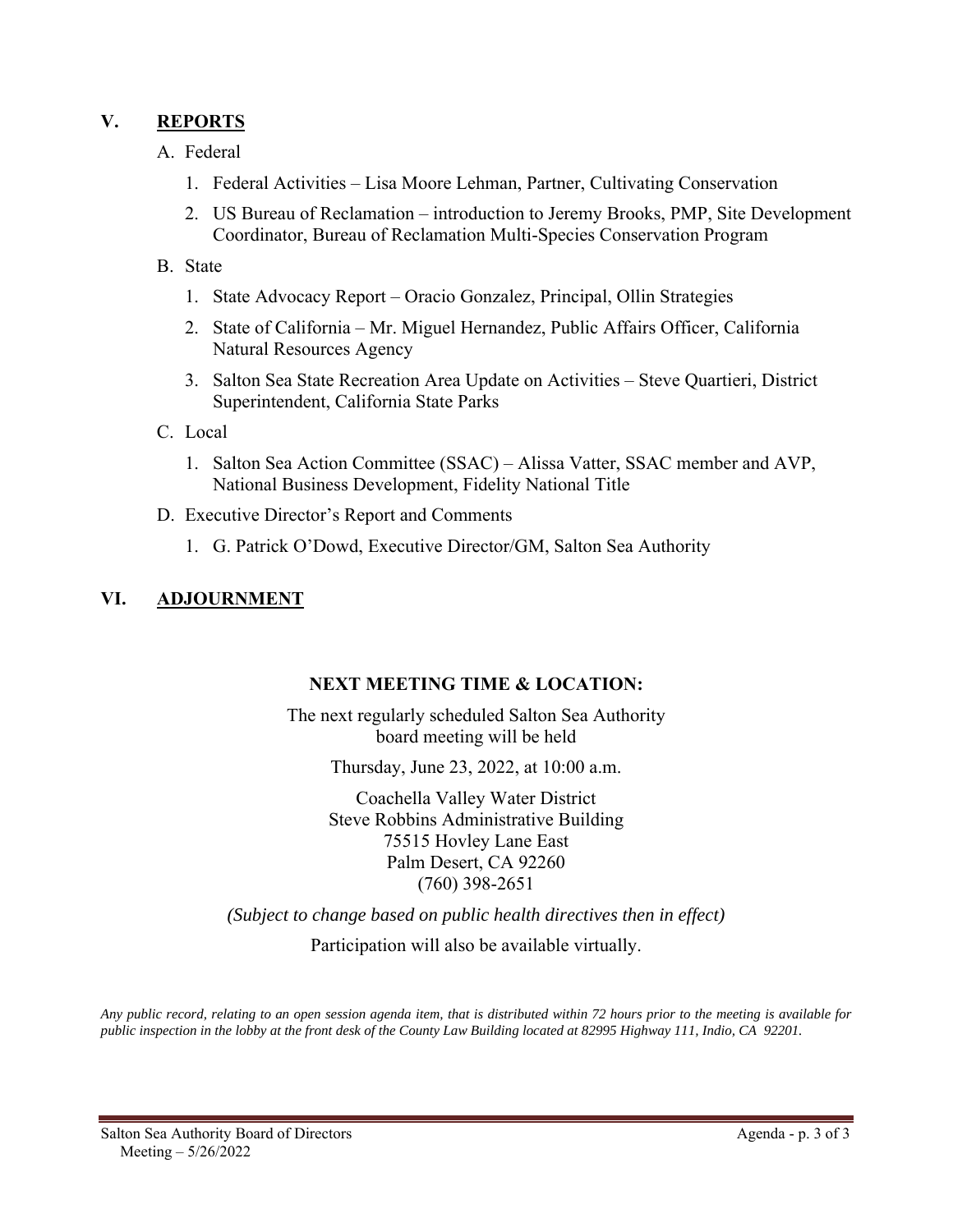## V. REPORTS

A. Federal

1. Federal Activities – Lisa Moore Lehman, Partner, Cultivating Conservation
2. US Bureau of Reclamation – introduction to Jeremy Brooks, PMP, Site Development Coordinator, Bureau of Reclamation Multi-Species Conservation Program

B. State

1. State Advocacy Report – Oracio Gonzalez, Principal, Ollin Strategies
2. State of California – Mr. Miguel Hernandez, Public Affairs Officer, California Natural Resources Agency
3. Salton Sea State Recreation Area Update on Activities – Steve Quartieri, District Superintendent, California State Parks

C. Local

1. Salton Sea Action Committee (SSAC) – Alissa Vatter, SSAC member and AVP, National Business Development, Fidelity National Title

D. Executive Director's Report and Comments

1. G. Patrick O'Dowd, Executive Director/GM, Salton Sea Authority

## VI. ADJOURNMENT

### NEXT MEETING TIME & LOCATION:

The next regularly scheduled Salton Sea Authority board meeting will be held

Thursday, June 23, 2022, at 10:00 a.m.

Coachella Valley Water District
Steve Robbins Administrative Building
75515 Hovley Lane East
Palm Desert, CA 92260
(760) 398-2651

*(Subject to change based on public health directives then in effect)*

Participation will also be available virtually.

*Any public record, relating to an open session agenda item, that is distributed within 72 hours prior to the meeting is available for public inspection in the lobby at the front desk of the County Law Building located at 82995 Highway 111, Indio, CA 92201.*